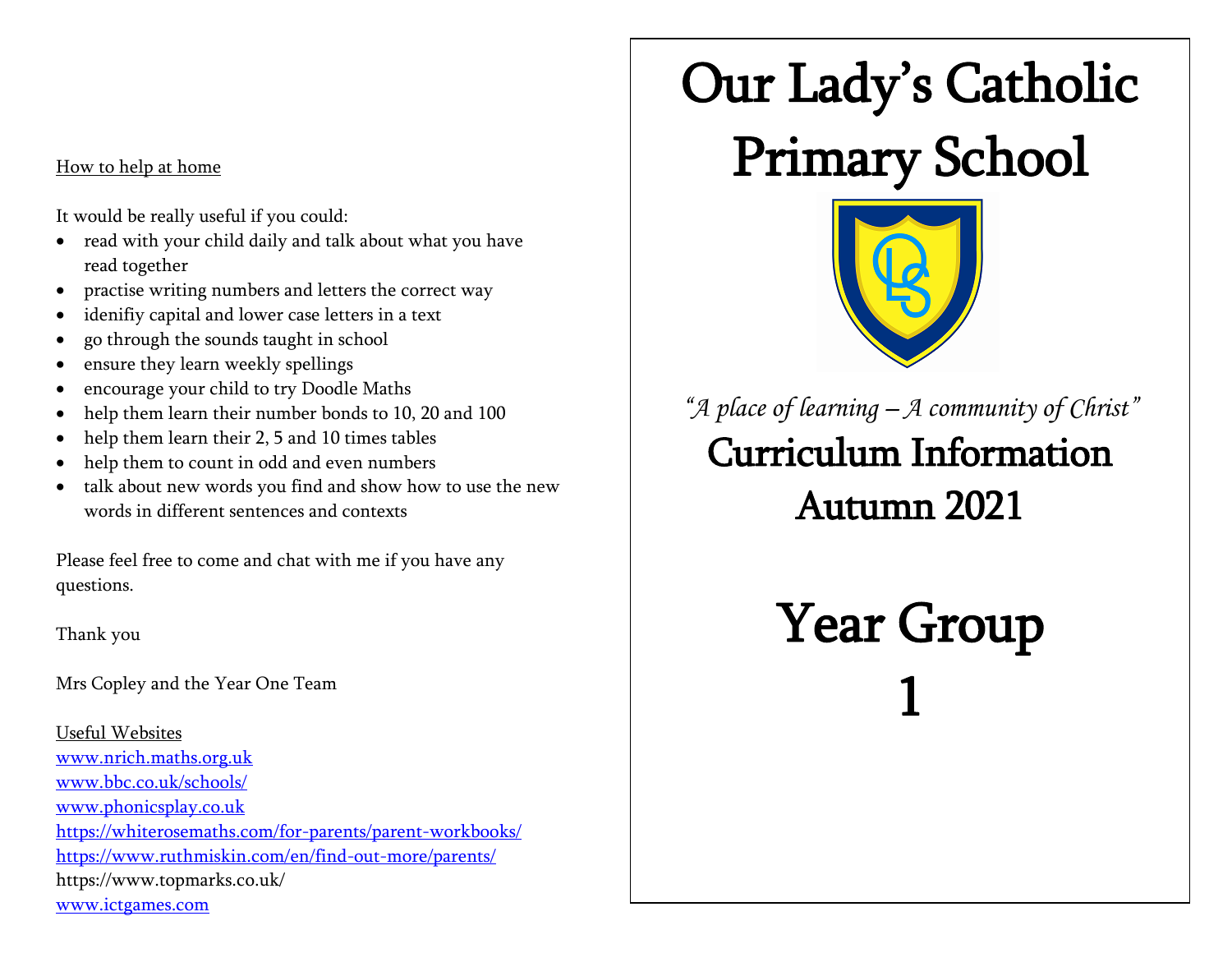How to help at home

It would be really useful if you could:

- read with your child daily and talk about what you have read together
- practise writing numbers and letters the correct way
- idenifiy capital and lower case letters in a text
- go through the sounds taught in school
- ensure they learn weekly spellings
- encourage your child to try Doodle Maths
- help them learn their number bonds to 10, 20 and 100
- help them learn their 2, 5 and 10 times tables
- help them to count in odd and even numbers
- talk about new words you find and show how to use the new words in different sentences and contexts

Please feel free to come and chat with me if you have any questions.

Thank you

Mrs Copley and the Year One Team

Useful Websites

www.nrich.maths.org.uk
www.bbc.co.uk/schools/
www.phonicsplay.co.uk
https://whiterosemaths.com/for-parents/parent-workbooks/
https://www.ruthmiskin.com/en/find-out-more/parents/
https://www.topmarks.co.uk/
www.ictgames.com

# Our Lady's Catholic Primary School

*"A place of learning – A community of Christ"*

## Curriculum Information

## Autumn 2021

# Year Group 1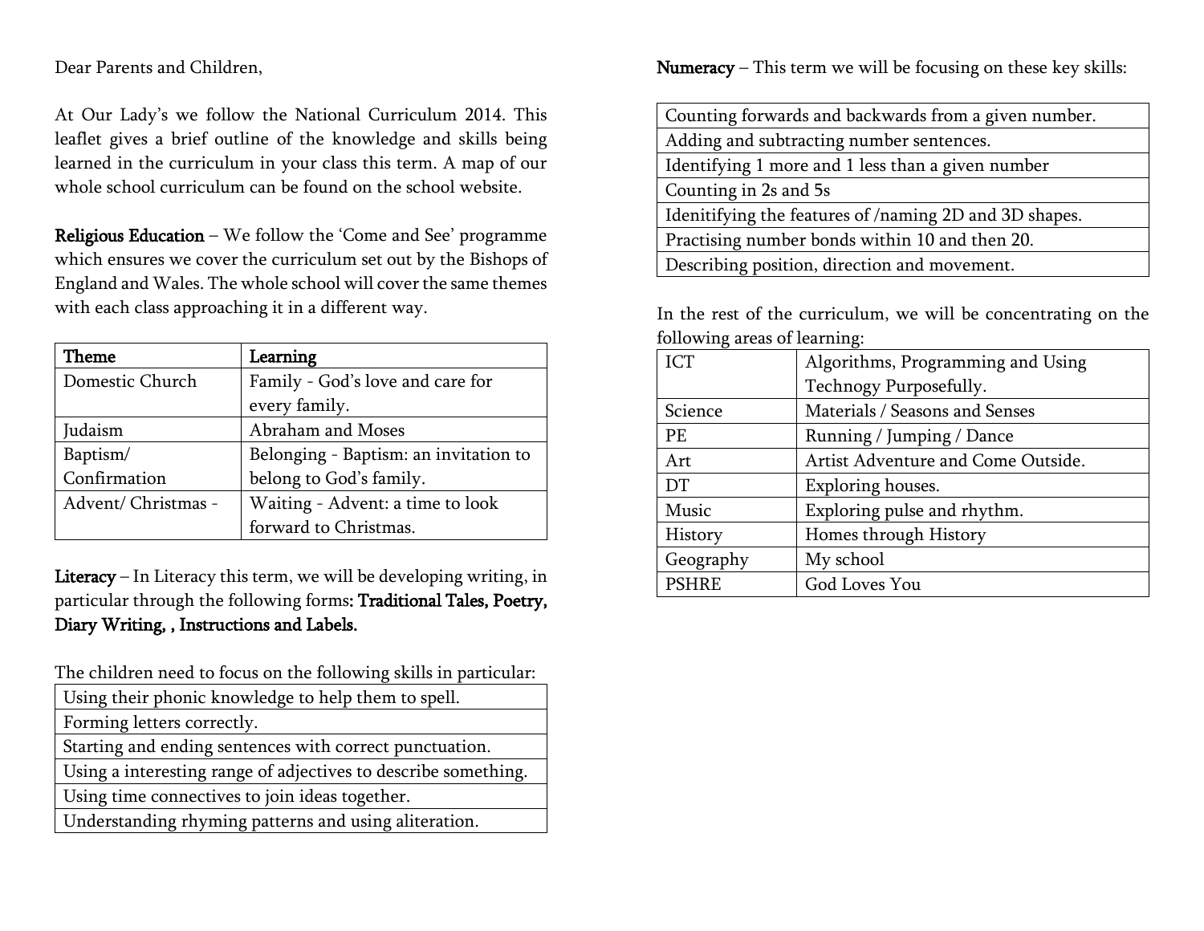Dear Parents and Children,

At Our Lady's we follow the National Curriculum 2014. This leaflet gives a brief outline of the knowledge and skills being learned in the curriculum in your class this term. A map of our whole school curriculum can be found on the school website.

**Religious Education** – We follow the 'Come and See' programme which ensures we cover the curriculum set out by the Bishops of England and Wales. The whole school will cover the same themes with each class approaching it in a different way.

| Theme | Learning |
|---|---|
| Domestic Church | Family - God's love and care for every family. |
| Judaism | Abraham and Moses |
| Baptism/ Confirmation | Belonging - Baptism: an invitation to belong to God's family. |
| Advent/ Christmas - | Waiting - Advent: a time to look forward to Christmas. |

**Literacy** – In Literacy this term, we will be developing writing, in particular through the following forms**: Traditional Tales, Poetry, Diary Writing, , Instructions and Labels.**

The children need to focus on the following skills in particular:

| |
|---|
| Using their phonic knowledge to help them to spell. |
| Forming letters correctly. |
| Starting and ending sentences with correct punctuation. |
| Using a interesting range of adjectives to describe something. |
| Using time connectives to join ideas together. |
| Understanding rhyming patterns and using aliteration. |

**Numeracy** – This term we will be focusing on these key skills:

| |
|---|
| Counting forwards and backwards from a given number. |
| Adding and subtracting number sentences. |
| Identifying 1 more and 1 less than a given number |
| Counting in 2s and 5s |
| Idenitifying the features of /naming 2D and 3D shapes. |
| Practising number bonds within 10 and then 20. |
| Describing position, direction and movement. |

In the rest of the curriculum, we will be concentrating on the following areas of learning:

| | |
|---|---|
| ICT | Algorithms, Programming and Using Technogy Purposefully. |
| Science | Materials / Seasons and Senses |
| PE | Running / Jumping / Dance |
| Art | Artist Adventure and Come Outside. |
| DT | Exploring houses. |
| Music | Exploring pulse and rhythm. |
| History | Homes through History |
| Geography | My school |
| PSHRE | God Loves You |